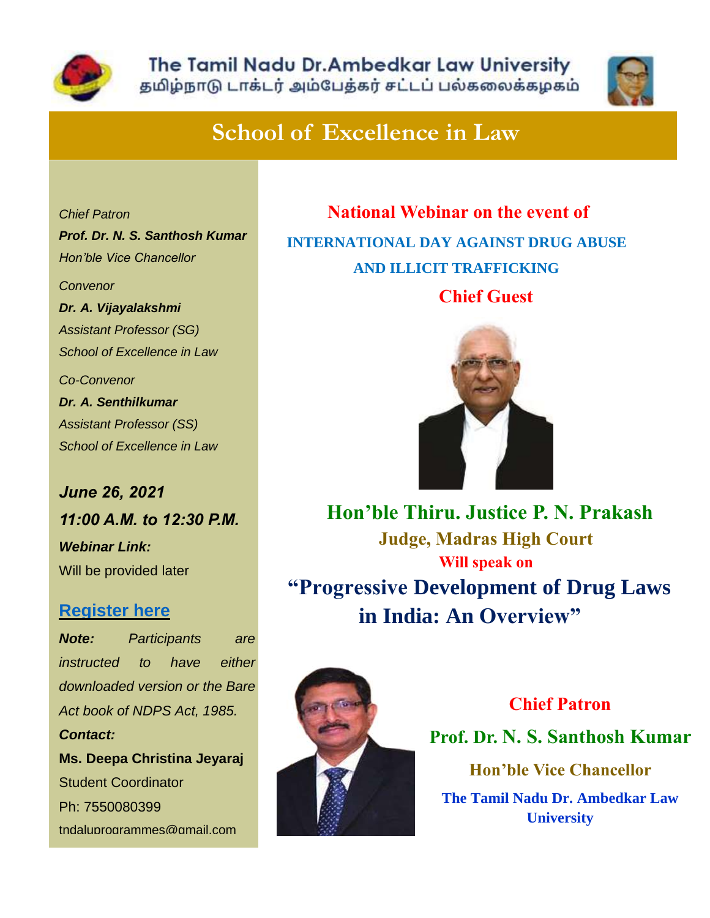# The Tamil Nadu Dr.Ambedkar Law University

தமிழ்நாடு டாக்டர் அம்பேத்கர் சட்டப் பல்கலைக்கழகம்

## School of Excellence in Law

*Chief Patron*

***Prof. Dr. N. S. Santhosh Kumar***

*Hon'ble Vice Chancellor*

*Convenor*

***Dr. A. Vijayalakshmi***

*Assistant Professor (SG)*

*School of Excellence in Law*

*Co-Convenor*

***Dr. A. Senthilkumar***

*Assistant Professor (SS)*

*School of Excellence in Law*

***June 26, 2021***

***11:00 A.M. to 12:30 P.M.***

***Webinar Link:***

Will be provided later

**Register here**

***Note:*** *Participants are instructed to have either downloaded version or the Bare Act book of NDPS Act, 1985.*

***Contact:***

**Ms. Deepa Christina Jeyaraj**

Student Coordinator

Ph: 7550080399

tndaluprogrammes@gmail.com

**National Webinar on the event of**

**INTERNATIONAL DAY AGAINST DRUG ABUSE AND ILLICIT TRAFFICKING**

**Chief Guest**

**Hon'ble Thiru. Justice P. N. Prakash**

**Judge, Madras High Court**

**Will speak on**

**"Progressive Development of Drug Laws in India: An Overview"**

**Chief Patron**

**Prof. Dr. N. S. Santhosh Kumar**

**Hon'ble Vice Chancellor**

**The Tamil Nadu Dr. Ambedkar Law University**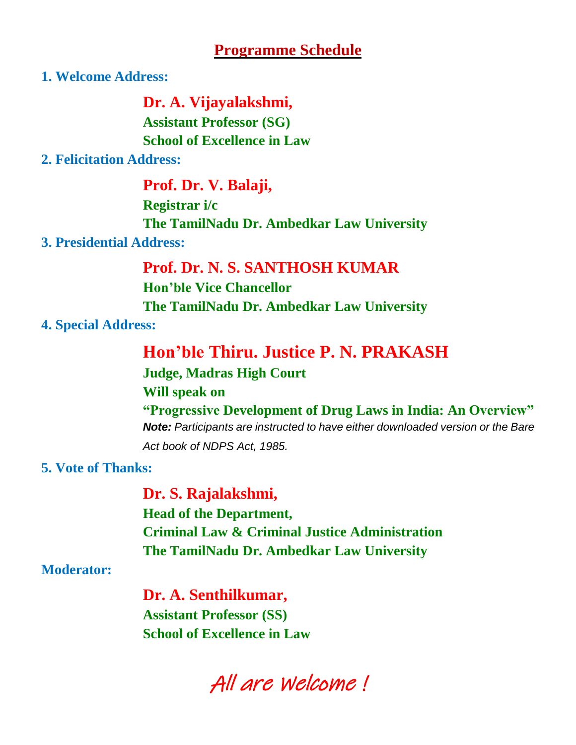## Programme Schedule

**1. Welcome Address:**

**Dr. A. Vijayalakshmi,**
**Assistant Professor (SG)**
**School of Excellence in Law**

**2. Felicitation Address:**

**Prof. Dr. V. Balaji,**
**Registrar i/c**
**The TamilNadu Dr. Ambedkar Law University**

**3. Presidential Address:**

**Prof. Dr. N. S. SANTHOSH KUMAR**
**Hon'ble Vice Chancellor**
**The TamilNadu Dr. Ambedkar Law University**

**4. Special Address:**

**Hon'ble Thiru. Justice P. N. PRAKASH**
**Judge, Madras High Court**
**Will speak on**
**"Progressive Development of Drug Laws in India: An Overview"**
***Note:*** *Participants are instructed to have either downloaded version or the Bare Act book of NDPS Act, 1985.*

**5. Vote of Thanks:**

**Dr. S. Rajalakshmi,**
**Head of the Department,**
**Criminal Law & Criminal Justice Administration**
**The TamilNadu Dr. Ambedkar Law University**

**Moderator:**

**Dr. A. Senthilkumar,**
**Assistant Professor (SS)**
**School of Excellence in Law**

*All are Welcome !*